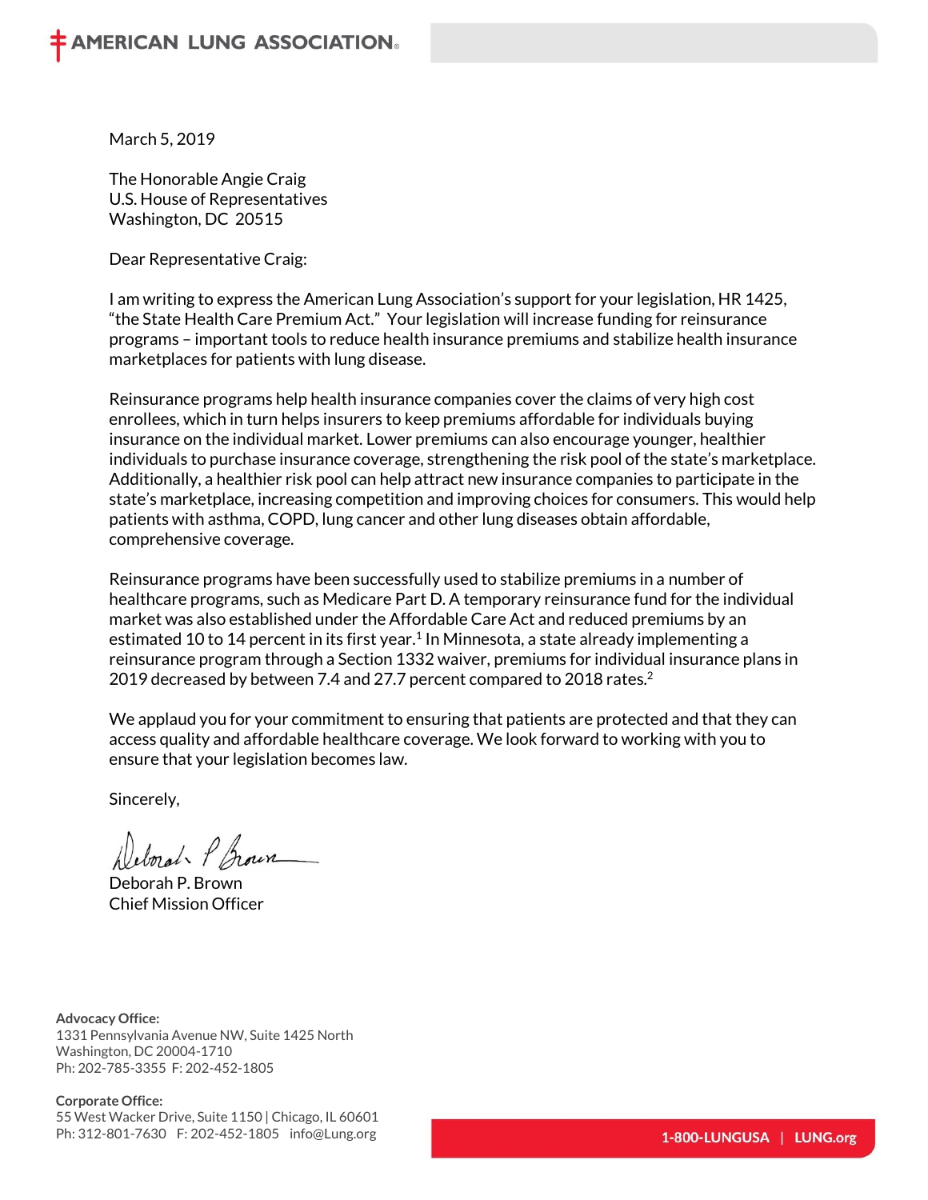AMERICAN LUNG ASSOCIATION

March 5, 2019

The Honorable Angie Craig
U.S. House of Representatives
Washington, DC 20515

Dear Representative Craig:

I am writing to express the American Lung Association's support for your legislation, HR 1425, "the State Health Care Premium Act." Your legislation will increase funding for reinsurance programs – important tools to reduce health insurance premiums and stabilize health insurance marketplaces for patients with lung disease.

Reinsurance programs help health insurance companies cover the claims of very high cost enrollees, which in turn helps insurers to keep premiums affordable for individuals buying insurance on the individual market. Lower premiums can also encourage younger, healthier individuals to purchase insurance coverage, strengthening the risk pool of the state's marketplace. Additionally, a healthier risk pool can help attract new insurance companies to participate in the state's marketplace, increasing competition and improving choices for consumers. This would help patients with asthma, COPD, lung cancer and other lung diseases obtain affordable, comprehensive coverage.

Reinsurance programs have been successfully used to stabilize premiums in a number of healthcare programs, such as Medicare Part D. A temporary reinsurance fund for the individual market was also established under the Affordable Care Act and reduced premiums by an estimated 10 to 14 percent in its first year.[1] In Minnesota, a state already implementing a reinsurance program through a Section 1332 waiver, premiums for individual insurance plans in 2019 decreased by between 7.4 and 27.7 percent compared to 2018 rates.[2]

We applaud you for your commitment to ensuring that patients are protected and that they can access quality and affordable healthcare coverage. We look forward to working with you to ensure that your legislation becomes law.

Sincerely,

Deborah P. Brown
Chief Mission Officer

**Advocacy Office:**
1331 Pennsylvania Avenue NW, Suite 1425 North
Washington, DC 20004-1710
Ph: 202-785-3355 F: 202-452-1805

**Corporate Office:**
55 West Wacker Drive, Suite 1150 | Chicago, IL 60601
Ph: 312-801-7630 F: 202-452-1805 info@Lung.org

1-800-LUNGUSA | LUNG.org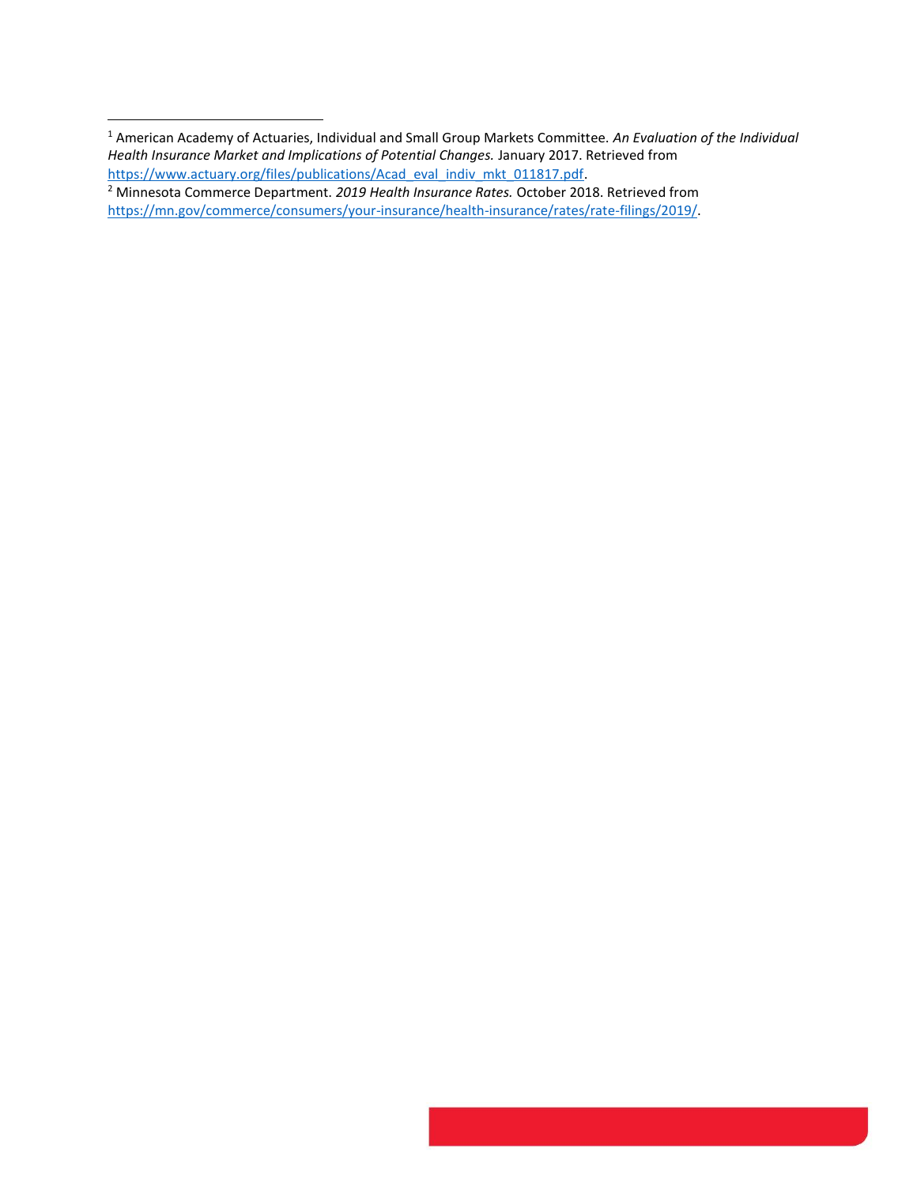[1] American Academy of Actuaries, Individual and Small Group Markets Committee. *An Evaluation of the Individual Health Insurance Market and Implications of Potential Changes.* January 2017. Retrieved from https://www.actuary.org/files/publications/Acad_eval_indiv_mkt_011817.pdf.

[2] Minnesota Commerce Department. *2019 Health Insurance Rates.* October 2018. Retrieved from https://mn.gov/commerce/consumers/your-insurance/health-insurance/rates/rate-filings/2019/.